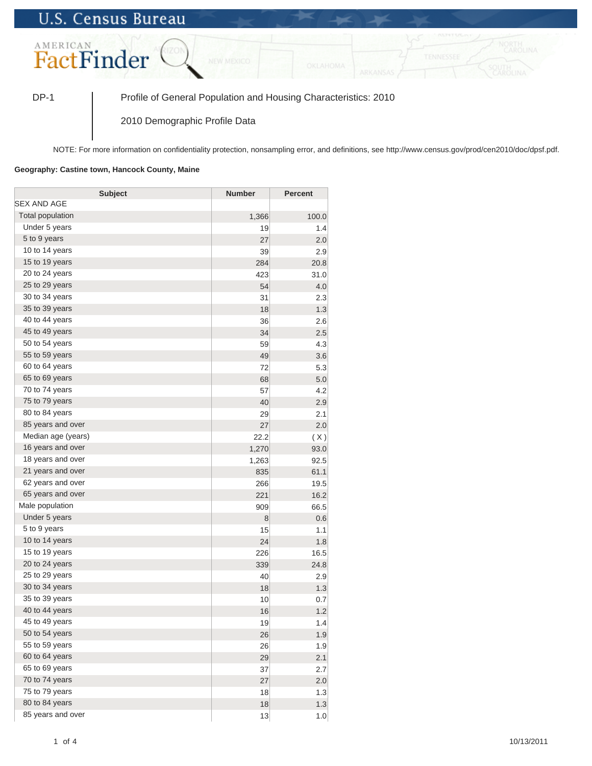DP-1 Profile of General Population and Housing Characteristics: 2010

2010 Demographic Profile Data

NOTE: For more information on confidentiality protection, nonsampling error, and definitions, see http://www.census.gov/prod/cen2010/doc/dpsf.pdf.

**Geography: Castine town, Hancock County, Maine**

| Subject | Number | Percent |
|---|---|---|
| SEX AND AGE | | |
| Total population | 1,366 | 100.0 |
| Under 5 years | 19 | 1.4 |
| 5 to 9 years | 27 | 2.0 |
| 10 to 14 years | 39 | 2.9 |
| 15 to 19 years | 284 | 20.8 |
| 20 to 24 years | 423 | 31.0 |
| 25 to 29 years | 54 | 4.0 |
| 30 to 34 years | 31 | 2.3 |
| 35 to 39 years | 18 | 1.3 |
| 40 to 44 years | 36 | 2.6 |
| 45 to 49 years | 34 | 2.5 |
| 50 to 54 years | 59 | 4.3 |
| 55 to 59 years | 49 | 3.6 |
| 60 to 64 years | 72 | 5.3 |
| 65 to 69 years | 68 | 5.0 |
| 70 to 74 years | 57 | 4.2 |
| 75 to 79 years | 40 | 2.9 |
| 80 to 84 years | 29 | 2.1 |
| 85 years and over | 27 | 2.0 |
| Median age (years) | 22.2 | ( X ) |
| 16 years and over | 1,270 | 93.0 |
| 18 years and over | 1,263 | 92.5 |
| 21 years and over | 835 | 61.1 |
| 62 years and over | 266 | 19.5 |
| 65 years and over | 221 | 16.2 |
| Male population | 909 | 66.5 |
| Under 5 years | 8 | 0.6 |
| 5 to 9 years | 15 | 1.1 |
| 10 to 14 years | 24 | 1.8 |
| 15 to 19 years | 226 | 16.5 |
| 20 to 24 years | 339 | 24.8 |
| 25 to 29 years | 40 | 2.9 |
| 30 to 34 years | 18 | 1.3 |
| 35 to 39 years | 10 | 0.7 |
| 40 to 44 years | 16 | 1.2 |
| 45 to 49 years | 19 | 1.4 |
| 50 to 54 years | 26 | 1.9 |
| 55 to 59 years | 26 | 1.9 |
| 60 to 64 years | 29 | 2.1 |
| 65 to 69 years | 37 | 2.7 |
| 70 to 74 years | 27 | 2.0 |
| 75 to 79 years | 18 | 1.3 |
| 80 to 84 years | 18 | 1.3 |
| 85 years and over | 13 | 1.0 |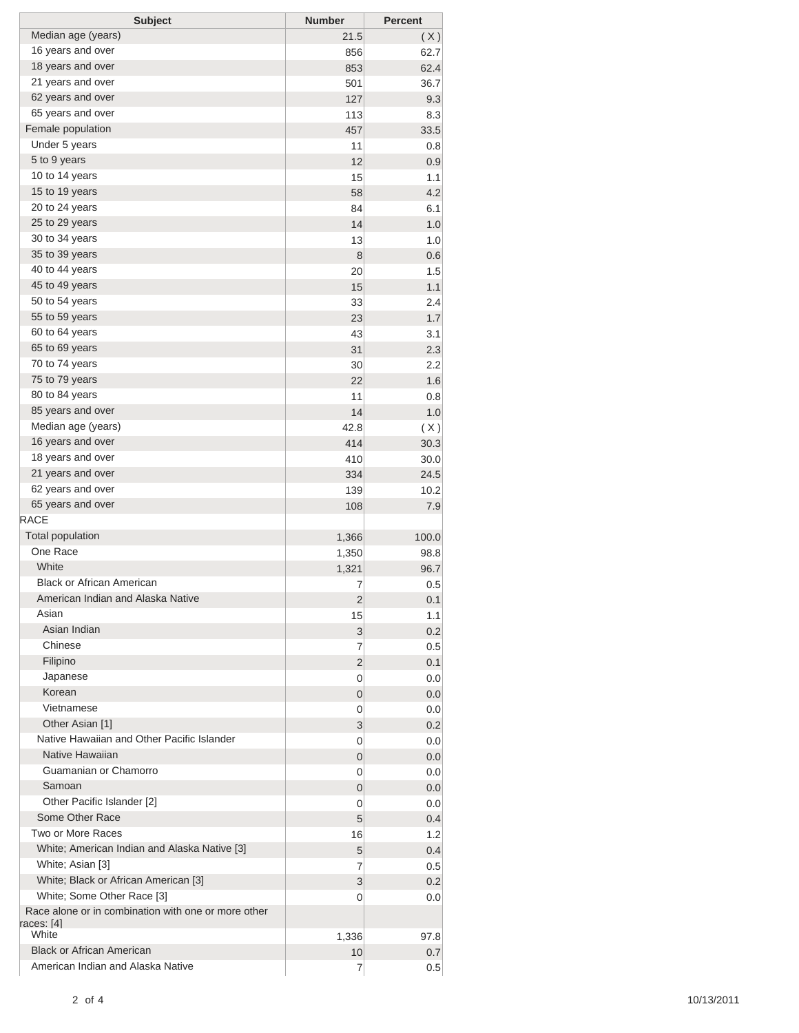| Subject | Number | Percent |
|---|---|---|
| Median age (years) | 21.5 | ( X ) |
| 16 years and over | 856 | 62.7 |
| 18 years and over | 853 | 62.4 |
| 21 years and over | 501 | 36.7 |
| 62 years and over | 127 | 9.3 |
| 65 years and over | 113 | 8.3 |
| Female population | 457 | 33.5 |
| Under 5 years | 11 | 0.8 |
| 5 to 9 years | 12 | 0.9 |
| 10 to 14 years | 15 | 1.1 |
| 15 to 19 years | 58 | 4.2 |
| 20 to 24 years | 84 | 6.1 |
| 25 to 29 years | 14 | 1.0 |
| 30 to 34 years | 13 | 1.0 |
| 35 to 39 years | 8 | 0.6 |
| 40 to 44 years | 20 | 1.5 |
| 45 to 49 years | 15 | 1.1 |
| 50 to 54 years | 33 | 2.4 |
| 55 to 59 years | 23 | 1.7 |
| 60 to 64 years | 43 | 3.1 |
| 65 to 69 years | 31 | 2.3 |
| 70 to 74 years | 30 | 2.2 |
| 75 to 79 years | 22 | 1.6 |
| 80 to 84 years | 11 | 0.8 |
| 85 years and over | 14 | 1.0 |
| Median age (years) | 42.8 | ( X ) |
| 16 years and over | 414 | 30.3 |
| 18 years and over | 410 | 30.0 |
| 21 years and over | 334 | 24.5 |
| 62 years and over | 139 | 10.2 |
| 65 years and over | 108 | 7.9 |
| RACE | | |
| Total population | 1,366 | 100.0 |
| One Race | 1,350 | 98.8 |
| White | 1,321 | 96.7 |
| Black or African American | 7 | 0.5 |
| American Indian and Alaska Native | 2 | 0.1 |
| Asian | 15 | 1.1 |
| Asian Indian | 3 | 0.2 |
| Chinese | 7 | 0.5 |
| Filipino | 2 | 0.1 |
| Japanese | 0 | 0.0 |
| Korean | 0 | 0.0 |
| Vietnamese | 0 | 0.0 |
| Other Asian [1] | 3 | 0.2 |
| Native Hawaiian and Other Pacific Islander | 0 | 0.0 |
| Native Hawaiian | 0 | 0.0 |
| Guamanian or Chamorro | 0 | 0.0 |
| Samoan | 0 | 0.0 |
| Other Pacific Islander [2] | 0 | 0.0 |
| Some Other Race | 5 | 0.4 |
| Two or More Races | 16 | 1.2 |
| White; American Indian and Alaska Native [3] | 5 | 0.4 |
| White; Asian [3] | 7 | 0.5 |
| White; Black or African American [3] | 3 | 0.2 |
| White; Some Other Race [3] | 0 | 0.0 |
| Race alone or in combination with one or more other races: [4] | | |
| White | 1,336 | 97.8 |
| Black or African American | 10 | 0.7 |
| American Indian and Alaska Native | 7 | 0.5 |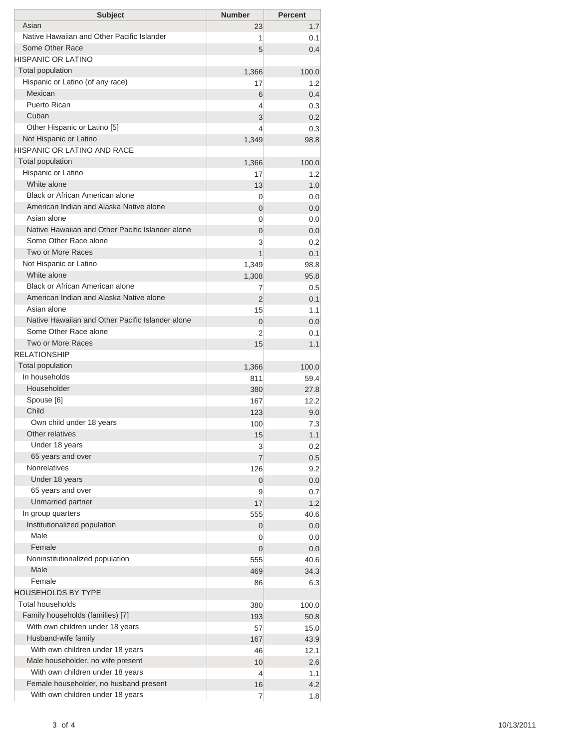| Subject | Number | Percent |
| --- | --- | --- |
| Asian | 23 | 1.7 |
| Native Hawaiian and Other Pacific Islander | 1 | 0.1 |
| Some Other Race | 5 | 0.4 |
| HISPANIC OR LATINO | | |
| Total population | 1,366 | 100.0 |
| Hispanic or Latino (of any race) | 17 | 1.2 |
| Mexican | 6 | 0.4 |
| Puerto Rican | 4 | 0.3 |
| Cuban | 3 | 0.2 |
| Other Hispanic or Latino [5] | 4 | 0.3 |
| Not Hispanic or Latino | 1,349 | 98.8 |
| HISPANIC OR LATINO AND RACE | | |
| Total population | 1,366 | 100.0 |
| Hispanic or Latino | 17 | 1.2 |
| White alone | 13 | 1.0 |
| Black or African American alone | 0 | 0.0 |
| American Indian and Alaska Native alone | 0 | 0.0 |
| Asian alone | 0 | 0.0 |
| Native Hawaiian and Other Pacific Islander alone | 0 | 0.0 |
| Some Other Race alone | 3 | 0.2 |
| Two or More Races | 1 | 0.1 |
| Not Hispanic or Latino | 1,349 | 98.8 |
| White alone | 1,308 | 95.8 |
| Black or African American alone | 7 | 0.5 |
| American Indian and Alaska Native alone | 2 | 0.1 |
| Asian alone | 15 | 1.1 |
| Native Hawaiian and Other Pacific Islander alone | 0 | 0.0 |
| Some Other Race alone | 2 | 0.1 |
| Two or More Races | 15 | 1.1 |
| RELATIONSHIP | | |
| Total population | 1,366 | 100.0 |
| In households | 811 | 59.4 |
| Householder | 380 | 27.8 |
| Spouse [6] | 167 | 12.2 |
| Child | 123 | 9.0 |
| Own child under 18 years | 100 | 7.3 |
| Other relatives | 15 | 1.1 |
| Under 18 years | 3 | 0.2 |
| 65 years and over | 7 | 0.5 |
| Nonrelatives | 126 | 9.2 |
| Under 18 years | 0 | 0.0 |
| 65 years and over | 9 | 0.7 |
| Unmarried partner | 17 | 1.2 |
| In group quarters | 555 | 40.6 |
| Institutionalized population | 0 | 0.0 |
| Male | 0 | 0.0 |
| Female | 0 | 0.0 |
| Noninstitutionalized population | 555 | 40.6 |
| Male | 469 | 34.3 |
| Female | 86 | 6.3 |
| HOUSEHOLDS BY TYPE | | |
| Total households | 380 | 100.0 |
| Family households (families) [7] | 193 | 50.8 |
| With own children under 18 years | 57 | 15.0 |
| Husband-wife family | 167 | 43.9 |
| With own children under 18 years | 46 | 12.1 |
| Male householder, no wife present | 10 | 2.6 |
| With own children under 18 years | 4 | 1.1 |
| Female householder, no husband present | 16 | 4.2 |
| With own children under 18 years | 7 | 1.8 |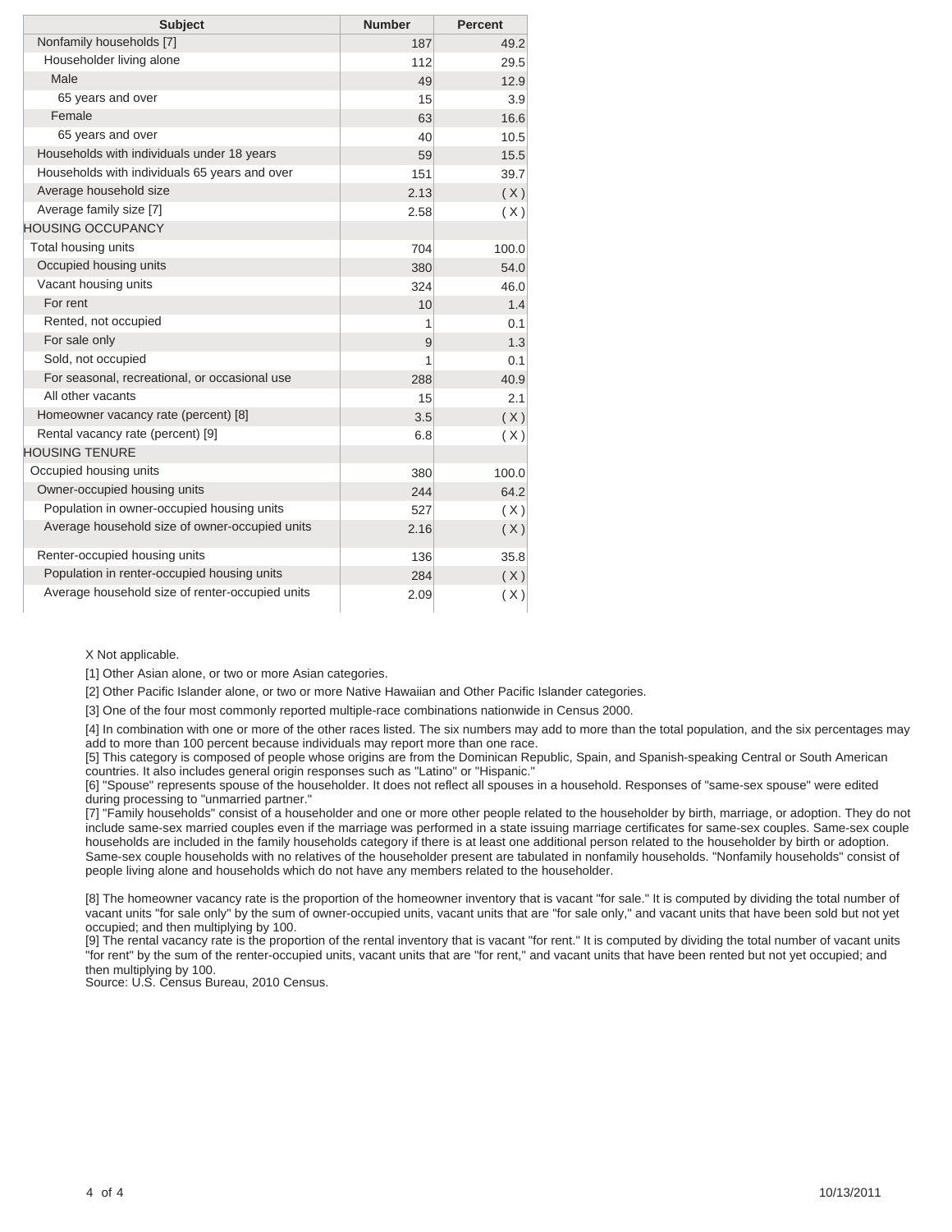| Subject | Number | Percent |
|---|---|---|
| Nonfamily households [7] | 187 | 49.2 |
| Householder living alone | 112 | 29.5 |
| Male | 49 | 12.9 |
| 65 years and over | 15 | 3.9 |
| Female | 63 | 16.6 |
| 65 years and over | 40 | 10.5 |
| Households with individuals under 18 years | 59 | 15.5 |
| Households with individuals 65 years and over | 151 | 39.7 |
| Average household size | 2.13 | ( X ) |
| Average family size [7] | 2.58 | ( X ) |
| HOUSING OCCUPANCY | | |
| Total housing units | 704 | 100.0 |
| Occupied housing units | 380 | 54.0 |
| Vacant housing units | 324 | 46.0 |
| For rent | 10 | 1.4 |
| Rented, not occupied | 1 | 0.1 |
| For sale only | 9 | 1.3 |
| Sold, not occupied | 1 | 0.1 |
| For seasonal, recreational, or occasional use | 288 | 40.9 |
| All other vacants | 15 | 2.1 |
| Homeowner vacancy rate (percent) [8] | 3.5 | ( X ) |
| Rental vacancy rate (percent) [9] | 6.8 | ( X ) |
| HOUSING TENURE | | |
| Occupied housing units | 380 | 100.0 |
| Owner-occupied housing units | 244 | 64.2 |
| Population in owner-occupied housing units | 527 | ( X ) |
| Average household size of owner-occupied units | 2.16 | ( X ) |
| Renter-occupied housing units | 136 | 35.8 |
| Population in renter-occupied housing units | 284 | ( X ) |
| Average household size of renter-occupied units | 2.09 | ( X ) |

X Not applicable.

[1] Other Asian alone, or two or more Asian categories.

[2] Other Pacific Islander alone, or two or more Native Hawaiian and Other Pacific Islander categories.

[3] One of the four most commonly reported multiple-race combinations nationwide in Census 2000.

[4] In combination with one or more of the other races listed. The six numbers may add to more than the total population, and the six percentages may add to more than 100 percent because individuals may report more than one race.

[5] This category is composed of people whose origins are from the Dominican Republic, Spain, and Spanish-speaking Central or South American countries. It also includes general origin responses such as "Latino" or "Hispanic."

[6] "Spouse" represents spouse of the householder. It does not reflect all spouses in a household. Responses of "same-sex spouse" were edited during processing to "unmarried partner."

[7] "Family households" consist of a householder and one or more other people related to the householder by birth, marriage, or adoption. They do not include same-sex married couples even if the marriage was performed in a state issuing marriage certificates for same-sex couples. Same-sex couple households are included in the family households category if there is at least one additional person related to the householder by birth or adoption. Same-sex couple households with no relatives of the householder present are tabulated in nonfamily households. "Nonfamily households" consist of people living alone and households which do not have any members related to the householder.

[8] The homeowner vacancy rate is the proportion of the homeowner inventory that is vacant "for sale." It is computed by dividing the total number of vacant units "for sale only" by the sum of owner-occupied units, vacant units that are "for sale only," and vacant units that have been sold but not yet occupied; and then multiplying by 100.

[9] The rental vacancy rate is the proportion of the rental inventory that is vacant "for rent." It is computed by dividing the total number of vacant units "for rent" by the sum of the renter-occupied units, vacant units that are "for rent," and vacant units that have been rented but not yet occupied; and then multiplying by 100.

Source: U.S. Census Bureau, 2010 Census.